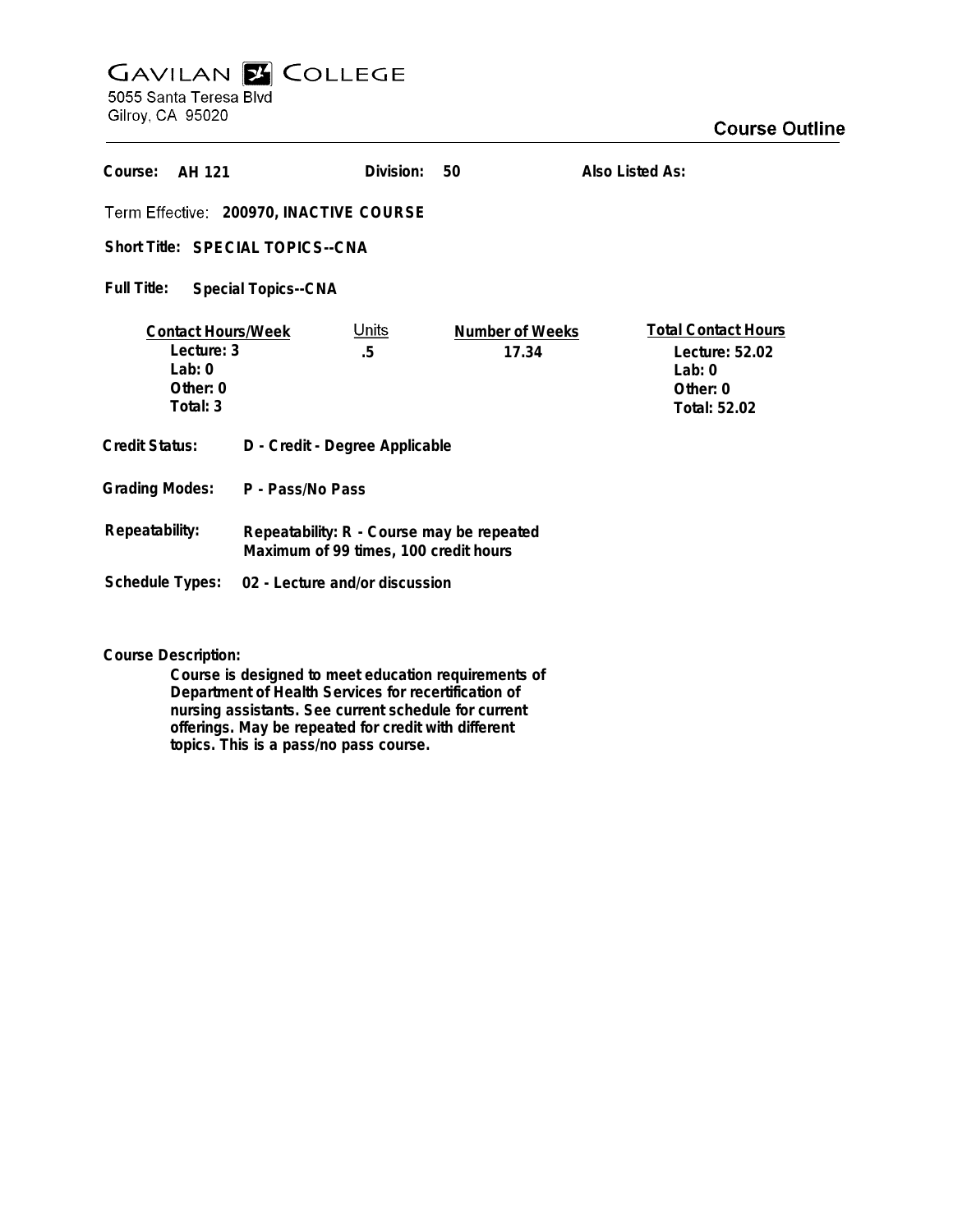# GAVILAN COLLEGE

5055 Santa Teresa Blvd
Gilroy, CA 95020

## Course Outline

**Course:** AH 121 **Division:** 50 **Also Listed As:**

**Term Effective:** 200970, INACTIVE COURSE

**Short Title:** SPECIAL TOPICS--CNA

**Full Title:** Special Topics--CNA

| Contact Hours/Week | Units | Number of Weeks | Total Contact Hours |
|---|---|---|---|
| Lecture: 3 | .5 | 17.34 | Lecture: 52.02 |
| Lab: 0 | | | Lab: 0 |
| Other: 0 | | | Other: 0 |
| Total: 3 | | | Total: 52.02 |

**Credit Status:** D - Credit - Degree Applicable

**Grading Modes:** P - Pass/No Pass

**Repeatability:** Repeatability: R - Course may be repeated Maximum of 99 times, 100 credit hours

**Schedule Types:** 02 - Lecture and/or discussion

**Course Description:**

Course is designed to meet education requirements of Department of Health Services for recertification of nursing assistants. See current schedule for current offerings. May be repeated for credit with different topics. This is a pass/no pass course.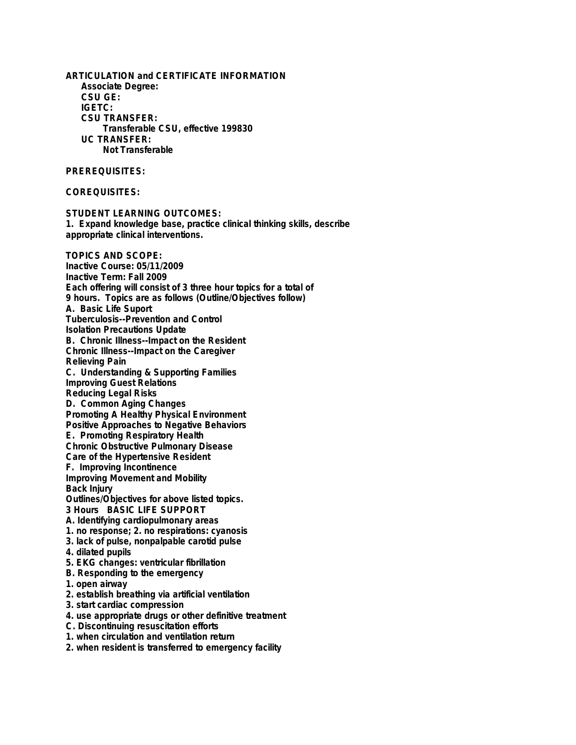**ARTICULATION and CERTIFICATE INFORMATION**

**Associate Degree:**

**CSU GE:**

**IGETC:**

**CSU TRANSFER:**

**Transferable CSU, effective 199830**

**UC TRANSFER:**

**Not Transferable**

**PREREQUISITES:**

**COREQUISITES:**

**STUDENT LEARNING OUTCOMES:**

**1. Expand knowledge base, practice clinical thinking skills, describe appropriate clinical interventions.**

**TOPICS AND SCOPE:**

**Inactive Course: 05/11/2009**
**Inactive Term: Fall 2009**
**Each offering will consist of 3 three hour topics for a total of 9 hours. Topics are as follows (Outline/Objectives follow)**
**A. Basic Life Suport**
**Tuberculosis--Prevention and Control**
**Isolation Precautions Update**
**B. Chronic Illness--Impact on the Resident**
**Chronic Illness--Impact on the Caregiver**
**Relieving Pain**
**C. Understanding & Supporting Families**
**Improving Guest Relations**
**Reducing Legal Risks**
**D. Common Aging Changes**
**Promoting A Healthy Physical Environment**
**Positive Approaches to Negative Behaviors**
**E. Promoting Respiratory Health**
**Chronic Obstructive Pulmonary Disease**
**Care of the Hypertensive Resident**
**F. Improving Incontinence**
**Improving Movement and Mobility**
**Back Injury**
**Outlines/Objectives for above listed topics.**
**3 Hours BASIC LIFE SUPPORT**
**A. Identifying cardiopulmonary areas**
**1. no response; 2. no respirations: cyanosis**
**3. lack of pulse, nonpalpable carotid pulse**
**4. dilated pupils**
**5. EKG changes: ventricular fibrillation**
**B. Responding to the emergency**
**1. open airway**
**2. establish breathing via artificial ventilation**
**3. start cardiac compression**
**4. use appropriate drugs or other definitive treatment**
**C. Discontinuing resuscitation efforts**
**1. when circulation and ventilation return**
**2. when resident is transferred to emergency facility**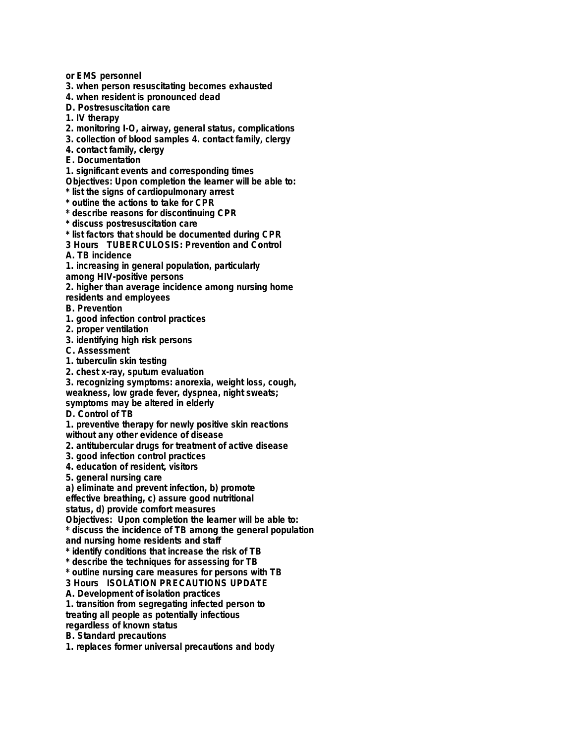or EMS personnel
3. when person resuscitating becomes exhausted
4. when resident is pronounced dead
D. Postresuscitation care
1. IV therapy
2. monitoring I-O, airway, general status, complications
3. collection of blood samples 4. contact family, clergy
4. contact family, clergy
E. Documentation
1. significant events and corresponding times
Objectives: Upon completion the learner will be able to:
* list the signs of cardiopulmonary arrest
* outline the actions to take for CPR
* describe reasons for discontinuing CPR
* discuss postresuscitation care
* list factors that should be documented during CPR

**3 Hours TUBERCULOSIS: Prevention and Control**

A. TB incidence
1. increasing in general population, particularly among HIV-positive persons
2. higher than average incidence among nursing home residents and employees
B. Prevention
1. good infection control practices
2. proper ventilation
3. identifying high risk persons
C. Assessment
1. tuberculin skin testing
2. chest x-ray, sputum evaluation
3. recognizing symptoms: anorexia, weight loss, cough, weakness, low grade fever, dyspnea, night sweats; symptoms may be altered in elderly
D. Control of TB
1. preventive therapy for newly positive skin reactions without any other evidence of disease
2. antitubercular drugs for treatment of active disease
3. good infection control practices
4. education of resident, visitors
5. general nursing care
a) eliminate and prevent infection, b) promote effective breathing, c) assure good nutritional status, d) provide comfort measures
Objectives: Upon completion the learner will be able to:
* discuss the incidence of TB among the general population and nursing home residents and staff
* identify conditions that increase the risk of TB
* describe the techniques for assessing for TB
* outline nursing care measures for persons with TB

**3 Hours ISOLATION PRECAUTIONS UPDATE**

A. Development of isolation practices
1. transition from segregating infected person to treating all people as potentially infectious regardless of known status
B. Standard precautions
1. replaces former universal precautions and body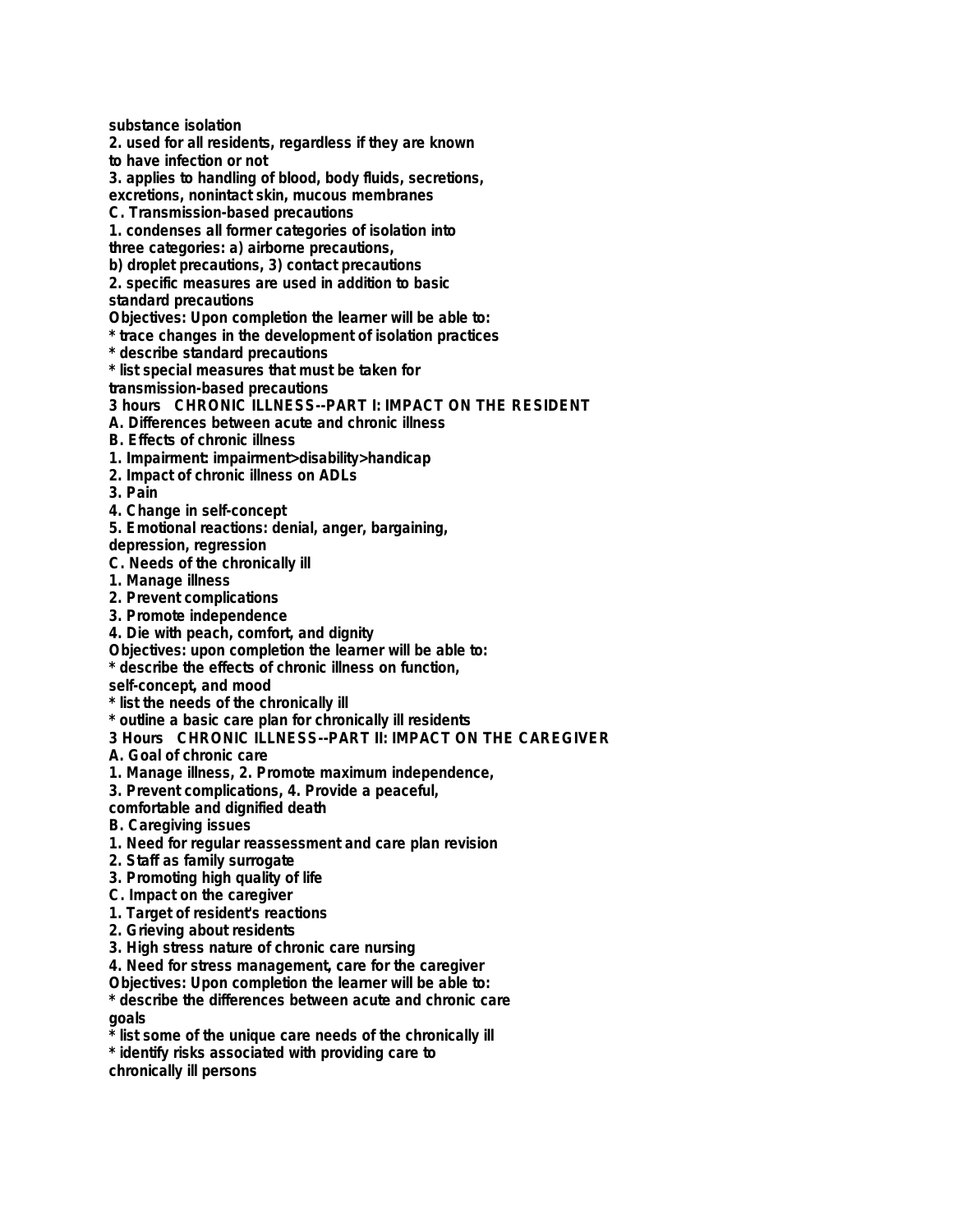substance isolation

2. used for all residents, regardless if they are known to have infection or not

3. applies to handling of blood, body fluids, secretions, excretions, nonintact skin, mucous membranes

C. Transmission-based precautions

1. condenses all former categories of isolation into three categories: a) airborne precautions, b) droplet precautions, 3) contact precautions

2. specific measures are used in addition to basic standard precautions

Objectives: Upon completion the learner will be able to:

* trace changes in the development of isolation practices
* describe standard precautions
* list special measures that must be taken for transmission-based precautions

**3 hours CHRONIC ILLNESS--PART I: IMPACT ON THE RESIDENT**

A. Differences between acute and chronic illness

B. Effects of chronic illness

1. Impairment: impairment>disability>handicap
2. Impact of chronic illness on ADLs
3. Pain
4. Change in self-concept
5. Emotional reactions: denial, anger, bargaining, depression, regression

C. Needs of the chronically ill

1. Manage illness
2. Prevent complications
3. Promote independence
4. Die with peach, comfort, and dignity

Objectives: upon completion the learner will be able to:

* describe the effects of chronic illness on function, self-concept, and mood
* list the needs of the chronically ill
* outline a basic care plan for chronically ill residents

**3 Hours CHRONIC ILLNESS--PART II: IMPACT ON THE CAREGIVER**

A. Goal of chronic care

1. Manage illness, 2. Promote maximum independence, 3. Prevent complications, 4. Provide a peaceful, comfortable and dignified death

B. Caregiving issues

1. Need for regular reassessment and care plan revision
2. Staff as family surrogate
3. Promoting high quality of life

C. Impact on the caregiver

1. Target of resident's reactions
2. Grieving about residents
3. High stress nature of chronic care nursing
4. Need for stress management, care for the caregiver

Objectives: Upon completion the learner will be able to:

* describe the differences between acute and chronic care goals
* list some of the unique care needs of the chronically ill
* identify risks associated with providing care to chronically ill persons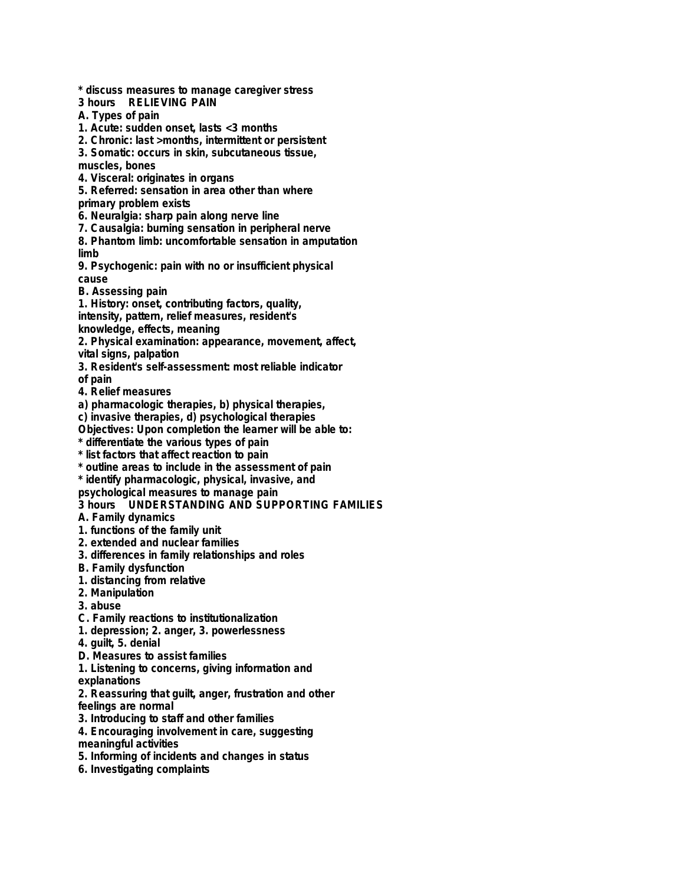* discuss measures to manage caregiver stress

**3 hours RELIEVING PAIN**

A. Types of pain

1. Acute: sudden onset, lasts <3 months
2. Chronic: last >months, intermittent or persistent
3. Somatic: occurs in skin, subcutaneous tissue, muscles, bones
4. Visceral: originates in organs
5. Referred: sensation in area other than where primary problem exists
6. Neuralgia: sharp pain along nerve line
7. Causalgia: burning sensation in peripheral nerve
8. Phantom limb: uncomfortable sensation in amputation limb
9. Psychogenic: pain with no or insufficient physical cause

B. Assessing pain

1. History: onset, contributing factors, quality, intensity, pattern, relief measures, resident's knowledge, effects, meaning
2. Physical examination: appearance, movement, affect, vital signs, palpation
3. Resident's self-assessment: most reliable indicator of pain
4. Relief measures

a) pharmacologic therapies, b) physical therapies, c) invasive therapies, d) psychological therapies

Objectives: Upon completion the learner will be able to:

* differentiate the various types of pain
* list factors that affect reaction to pain
* outline areas to include in the assessment of pain
* identify pharmacologic, physical, invasive, and psychological measures to manage pain

**3 hours UNDERSTANDING AND SUPPORTING FAMILIES**

A. Family dynamics

1. functions of the family unit
2. extended and nuclear families
3. differences in family relationships and roles

B. Family dysfunction

1. distancing from relative
2. Manipulation
3. abuse

C. Family reactions to institutionalization

1. depression; 2. anger, 3. powerlessness
4. guilt, 5. denial

D. Measures to assist families

1. Listening to concerns, giving information and explanations
2. Reassuring that guilt, anger, frustration and other feelings are normal
3. Introducing to staff and other families
4. Encouraging involvement in care, suggesting meaningful activities
5. Informing of incidents and changes in status
6. Investigating complaints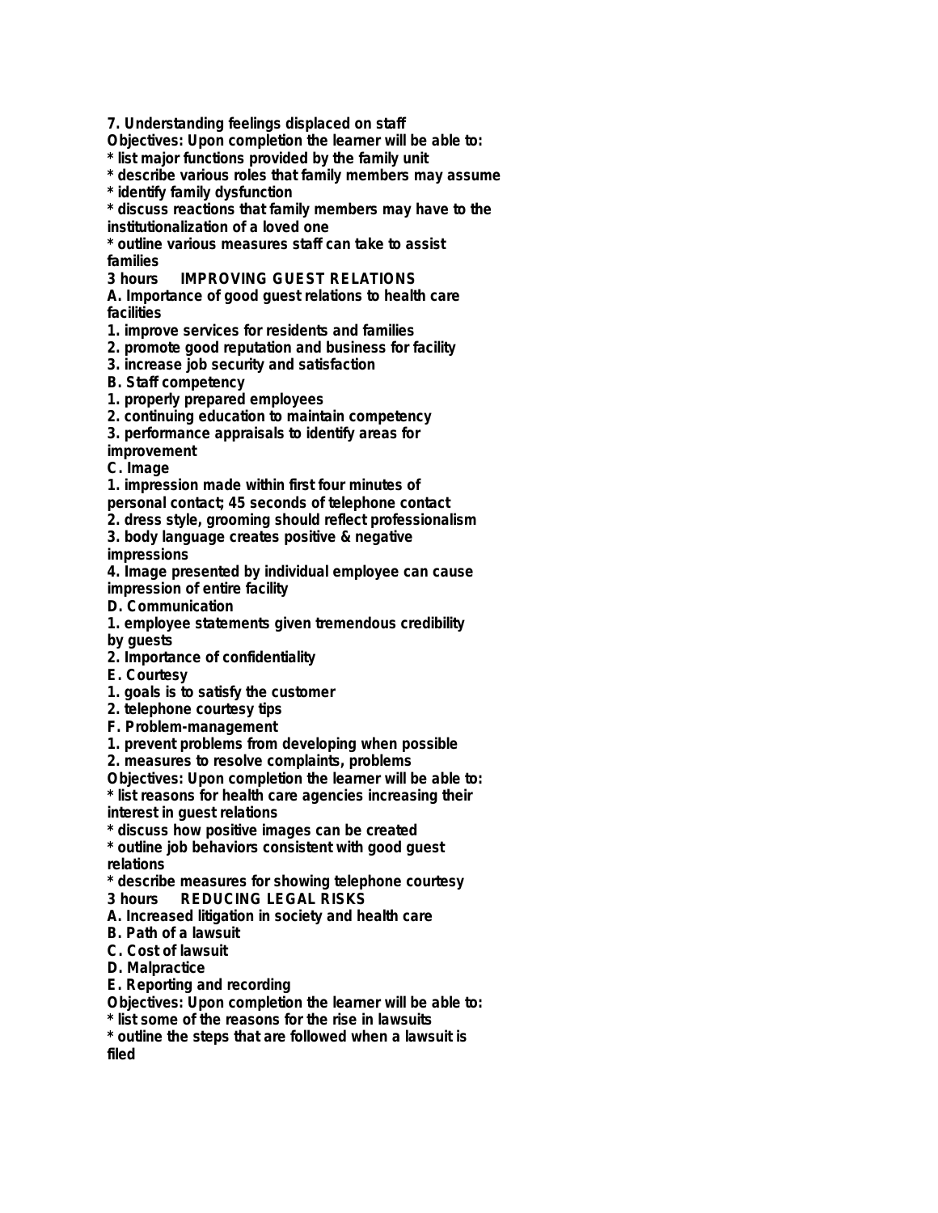7. Understanding feelings displaced on staff

Objectives: Upon completion the learner will be able to:

* list major functions provided by the family unit
* describe various roles that family members may assume
* identify family dysfunction
* discuss reactions that family members may have to the institutionalization of a loved one
* outline various measures staff can take to assist families

3 hours IMPROVING GUEST RELATIONS

A. Importance of good guest relations to health care facilities

1. improve services for residents and families
2. promote good reputation and business for facility
3. increase job security and satisfaction

B. Staff competency

1. properly prepared employees
2. continuing education to maintain competency
3. performance appraisals to identify areas for improvement

C. Image

1. impression made within first four minutes of personal contact; 45 seconds of telephone contact
2. dress style, grooming should reflect professionalism
3. body language creates positive & negative impressions
4. Image presented by individual employee can cause impression of entire facility

D. Communication

1. employee statements given tremendous credibility by guests
2. Importance of confidentiality

E. Courtesy

1. goals is to satisfy the customer
2. telephone courtesy tips

F. Problem-management

1. prevent problems from developing when possible
2. measures to resolve complaints, problems

Objectives: Upon completion the learner will be able to:

* list reasons for health care agencies increasing their interest in guest relations
* discuss how positive images can be created
* outline job behaviors consistent with good guest relations
* describe measures for showing telephone courtesy

3 hours REDUCING LEGAL RISKS

A. Increased litigation in society and health care

B. Path of a lawsuit

C. Cost of lawsuit

D. Malpractice

E. Reporting and recording

Objectives: Upon completion the learner will be able to:

* list some of the reasons for the rise in lawsuits
* outline the steps that are followed when a lawsuit is filed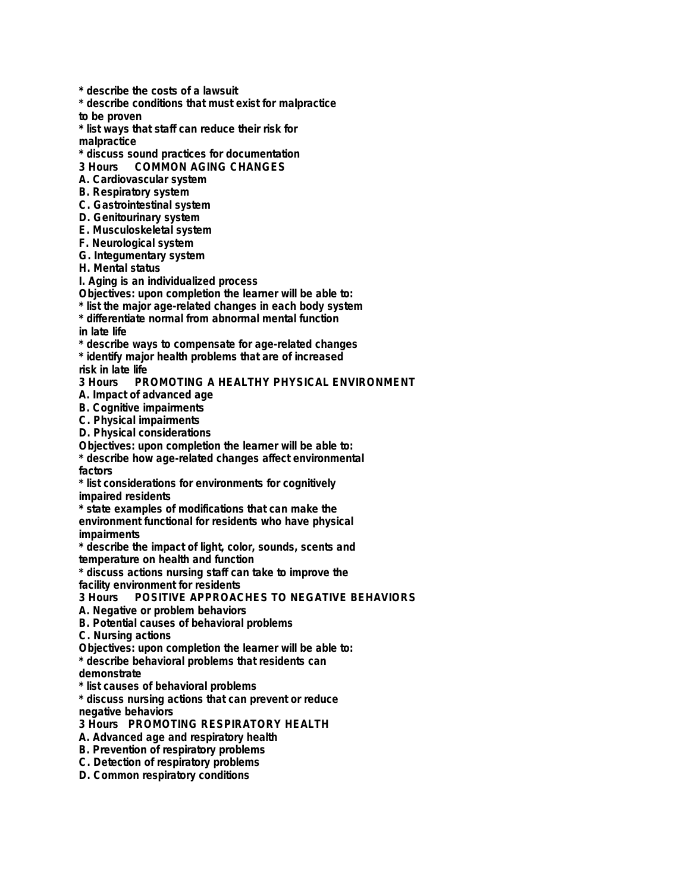* describe the costs of a lawsuit
* describe conditions that must exist for malpractice to be proven
* list ways that staff can reduce their risk for malpractice
* discuss sound practices for documentation

**3 Hours COMMON AGING CHANGES**

A. Cardiovascular system
B. Respiratory system
C. Gastrointestinal system
D. Genitourinary system
E. Musculoskeletal system
F. Neurological system
G. Integumentary system
H. Mental status
I. Aging is an individualized process

Objectives: upon completion the learner will be able to:

* list the major age-related changes in each body system
* differentiate normal from abnormal mental function in late life
* describe ways to compensate for age-related changes
* identify major health problems that are of increased risk in late life

**3 Hours PROMOTING A HEALTHY PHYSICAL ENVIRONMENT**

A. Impact of advanced age
B. Cognitive impairments
C. Physical impairments
D. Physical considerations

Objectives: upon completion the learner will be able to:

* describe how age-related changes affect environmental factors
* list considerations for environments for cognitively impaired residents
* state examples of modifications that can make the environment functional for residents who have physical impairments
* describe the impact of light, color, sounds, scents and temperature on health and function
* discuss actions nursing staff can take to improve the facility environment for residents

**3 Hours POSITIVE APPROACHES TO NEGATIVE BEHAVIORS**

A. Negative or problem behaviors
B. Potential causes of behavioral problems
C. Nursing actions

Objectives: upon completion the learner will be able to:

* describe behavioral problems that residents can demonstrate
* list causes of behavioral problems
* discuss nursing actions that can prevent or reduce negative behaviors

**3 Hours PROMOTING RESPIRATORY HEALTH**

A. Advanced age and respiratory health
B. Prevention of respiratory problems
C. Detection of respiratory problems
D. Common respiratory conditions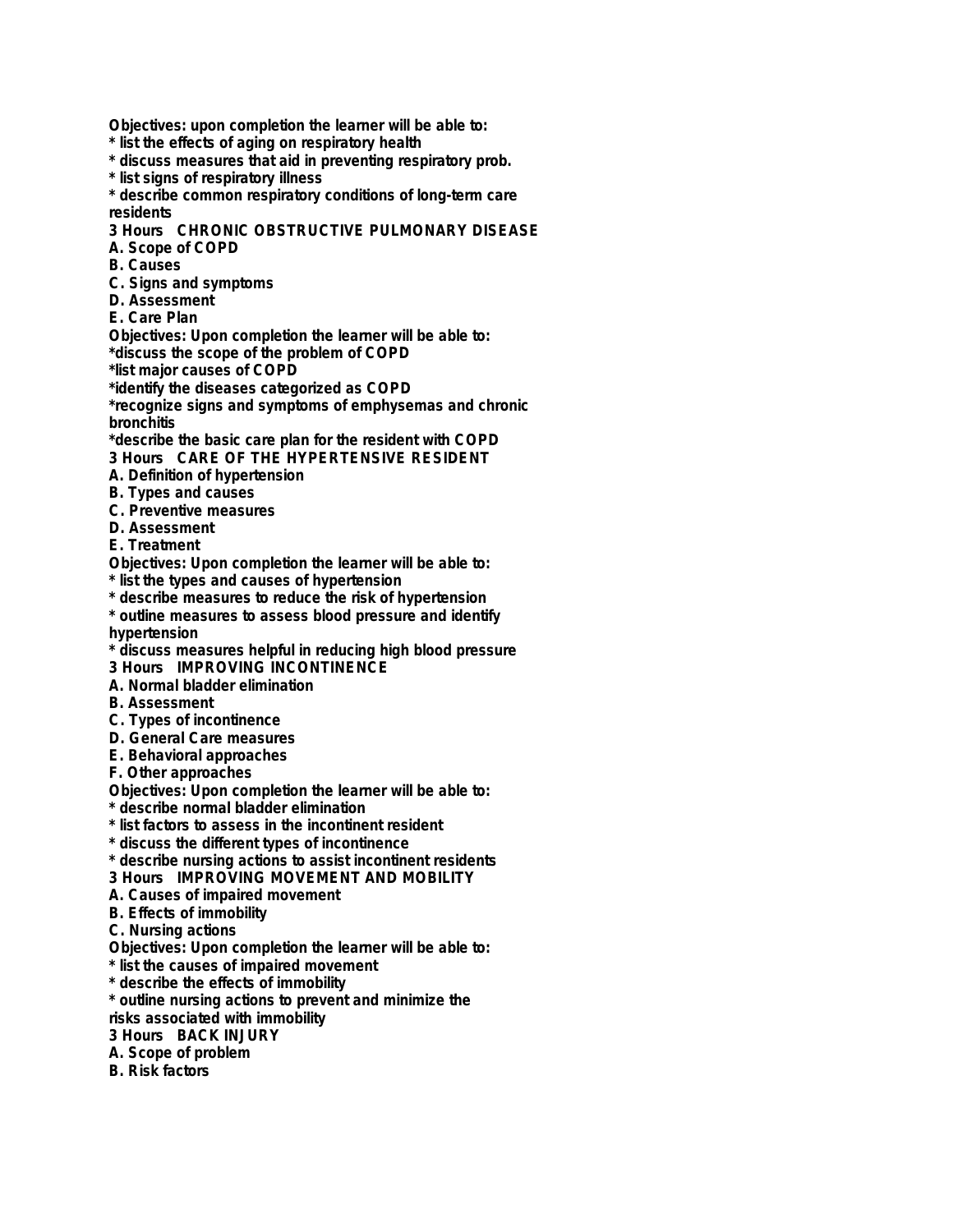**Objectives: upon completion the learner will be able to:**
**\* list the effects of aging on respiratory health**
**\* discuss measures that aid in preventing respiratory prob.**
**\* list signs of respiratory illness**
**\* describe common respiratory conditions of long-term care residents**

**3 Hours CHRONIC OBSTRUCTIVE PULMONARY DISEASE**

**A. Scope of COPD**
**B. Causes**
**C. Signs and symptoms**
**D. Assessment**
**E. Care Plan**

**Objectives: Upon completion the learner will be able to:**
**\*discuss the scope of the problem of COPD**
**\*list major causes of COPD**
**\*identify the diseases categorized as COPD**
**\*recognize signs and symptoms of emphysemas and chronic bronchitis**
**\*describe the basic care plan for the resident with COPD**

**3 Hours CARE OF THE HYPERTENSIVE RESIDENT**

**A. Definition of hypertension**
**B. Types and causes**
**C. Preventive measures**
**D. Assessment**
**E. Treatment**

**Objectives: Upon completion the learner will be able to:**
**\* list the types and causes of hypertension**
**\* describe measures to reduce the risk of hypertension**
**\* outline measures to assess blood pressure and identify hypertension**
**\* discuss measures helpful in reducing high blood pressure**

**3 Hours IMPROVING INCONTINENCE**

**A. Normal bladder elimination**
**B. Assessment**
**C. Types of incontinence**
**D. General Care measures**
**E. Behavioral approaches**
**F. Other approaches**

**Objectives: Upon completion the learner will be able to:**
**\* describe normal bladder elimination**
**\* list factors to assess in the incontinent resident**
**\* discuss the different types of incontinence**
**\* describe nursing actions to assist incontinent residents**

**3 Hours IMPROVING MOVEMENT AND MOBILITY**

**A. Causes of impaired movement**
**B. Effects of immobility**
**C. Nursing actions**

**Objectives: Upon completion the learner will be able to:**
**\* list the causes of impaired movement**
**\* describe the effects of immobility**
**\* outline nursing actions to prevent and minimize the risks associated with immobility**

**3 Hours BACK INJURY**

**A. Scope of problem**
**B. Risk factors**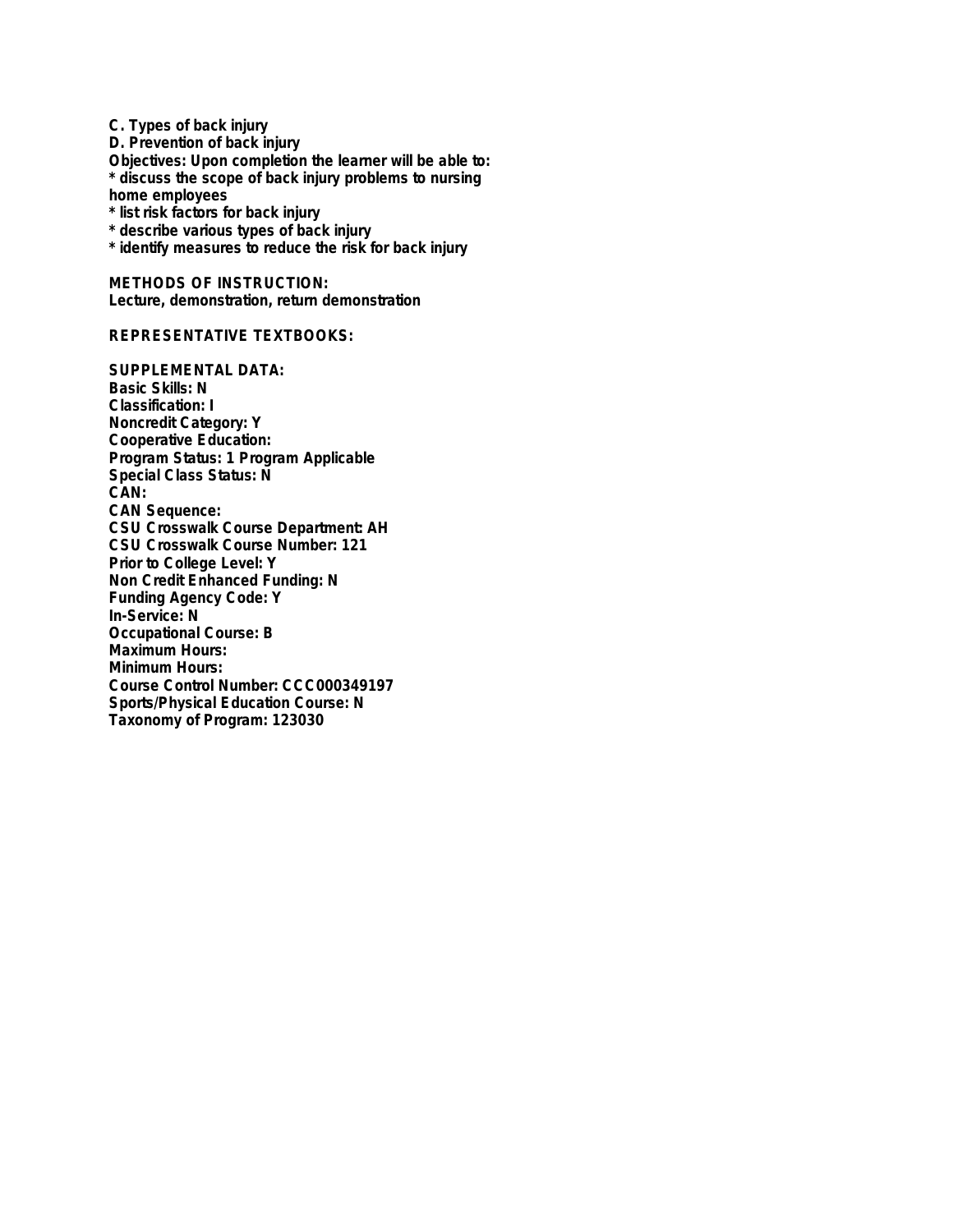C. Types of back injury
D. Prevention of back injury
Objectives: Upon completion the learner will be able to:
* discuss the scope of back injury problems to nursing home employees
* list risk factors for back injury
* describe various types of back injury
* identify measures to reduce the risk for back injury

**METHODS OF INSTRUCTION:**
Lecture, demonstration, return demonstration

**REPRESENTATIVE TEXTBOOKS:**

**SUPPLEMENTAL DATA:**
Basic Skills: N
Classification: I
Noncredit Category: Y
Cooperative Education:
Program Status: 1 Program Applicable
Special Class Status: N
CAN:
CAN Sequence:
CSU Crosswalk Course Department: AH
CSU Crosswalk Course Number: 121
Prior to College Level: Y
Non Credit Enhanced Funding: N
Funding Agency Code: Y
In-Service: N
Occupational Course: B
Maximum Hours:
Minimum Hours:
Course Control Number: CCC000349197
Sports/Physical Education Course: N
Taxonomy of Program: 123030